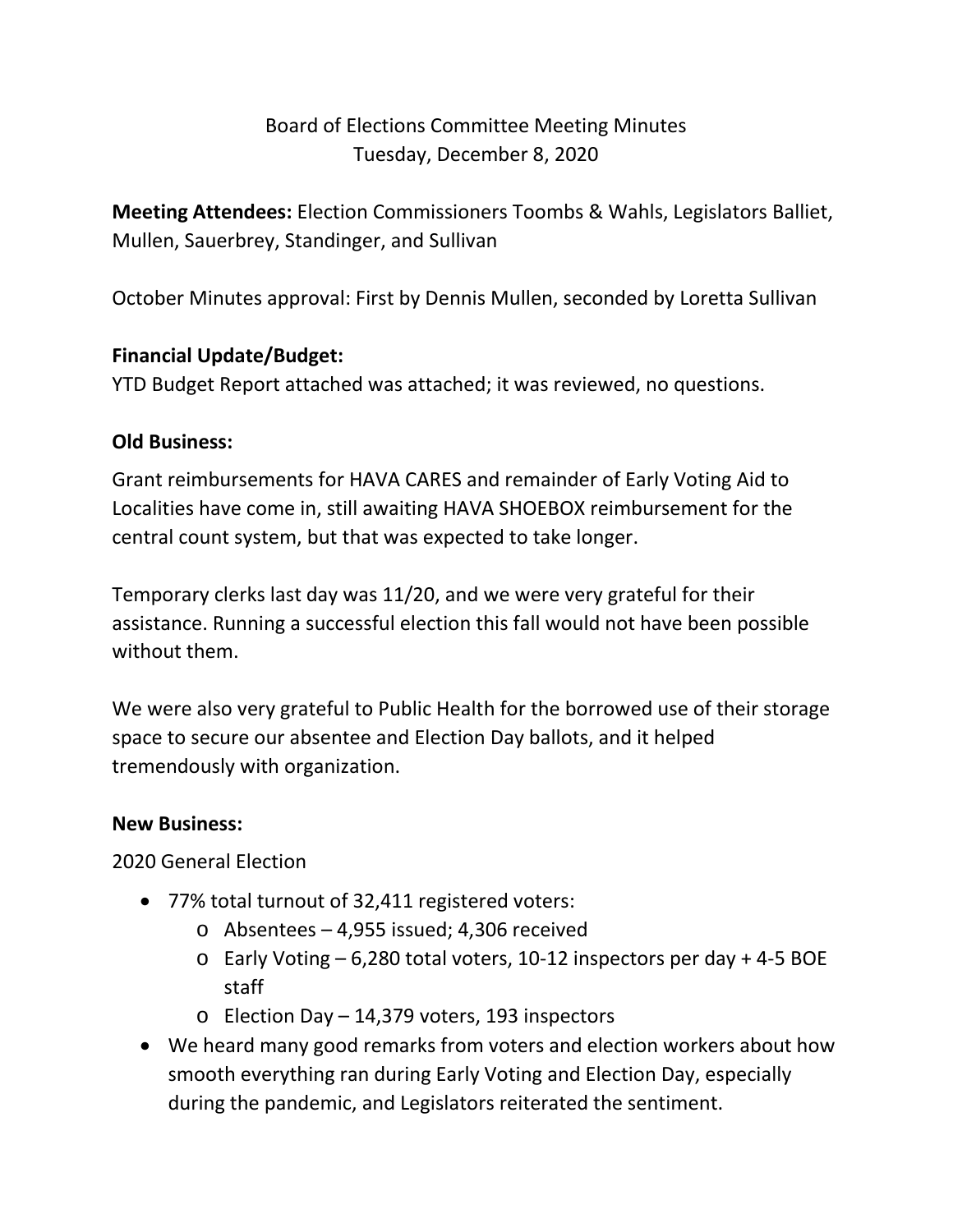# Board of Elections Committee Meeting Minutes
## Tuesday, December 8, 2020

**Meeting Attendees:** Election Commissioners Toombs & Wahls, Legislators Balliet, Mullen, Sauerbrey, Standinger, and Sullivan

October Minutes approval: First by Dennis Mullen, seconded by Loretta Sullivan

### Financial Update/Budget:

YTD Budget Report attached was attached; it was reviewed, no questions.

### Old Business:

Grant reimbursements for HAVA CARES and remainder of Early Voting Aid to Localities have come in, still awaiting HAVA SHOEBOX reimbursement for the central count system, but that was expected to take longer.

Temporary clerks last day was 11/20, and we were very grateful for their assistance. Running a successful election this fall would not have been possible without them.

We were also very grateful to Public Health for the borrowed use of their storage space to secure our absentee and Election Day ballots, and it helped tremendously with organization.

### New Business:

2020 General Election

- 77% total turnout of 32,411 registered voters:
  - Absentees – 4,955 issued; 4,306 received
  - Early Voting – 6,280 total voters, 10-12 inspectors per day + 4-5 BOE staff
  - Election Day – 14,379 voters, 193 inspectors
- We heard many good remarks from voters and election workers about how smooth everything ran during Early Voting and Election Day, especially during the pandemic, and Legislators reiterated the sentiment.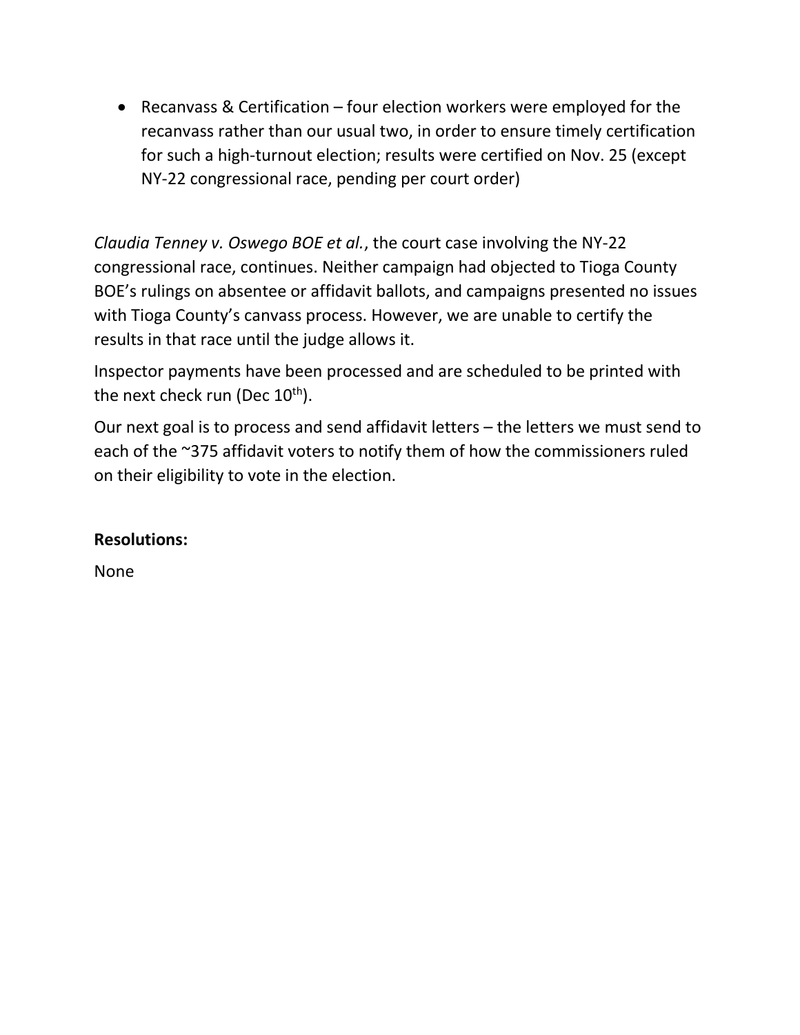- Recanvass & Certification – four election workers were employed for the recanvass rather than our usual two, in order to ensure timely certification for such a high-turnout election; results were certified on Nov. 25 (except NY-22 congressional race, pending per court order)

*Claudia Tenney v. Oswego BOE et al.*, the court case involving the NY-22 congressional race, continues. Neither campaign had objected to Tioga County BOE's rulings on absentee or affidavit ballots, and campaigns presented no issues with Tioga County's canvass process. However, we are unable to certify the results in that race until the judge allows it.

Inspector payments have been processed and are scheduled to be printed with the next check run (Dec 10th).

Our next goal is to process and send affidavit letters – the letters we must send to each of the ~375 affidavit voters to notify them of how the commissioners ruled on their eligibility to vote in the election.

**Resolutions:**

None